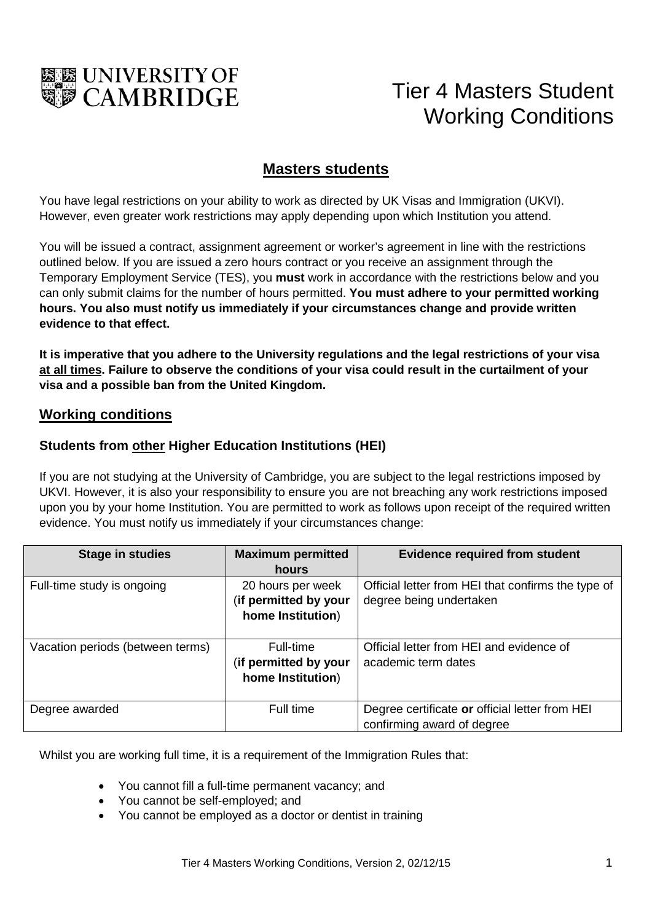UNIVERSITY OF CAMBRIDGE

# Tier 4 Masters Student Working Conditions

## Masters students

You have legal restrictions on your ability to work as directed by UK Visas and Immigration (UKVI). However, even greater work restrictions may apply depending upon which Institution you attend.

You will be issued a contract, assignment agreement or worker's agreement in line with the restrictions outlined below. If you are issued a zero hours contract or you receive an assignment through the Temporary Employment Service (TES), you **must** work in accordance with the restrictions below and you can only submit claims for the number of hours permitted. **You must adhere to your permitted working hours. You also must notify us immediately if your circumstances change and provide written evidence to that effect.**

**It is imperative that you adhere to the University regulations and the legal restrictions of your visa at all times. Failure to observe the conditions of your visa could result in the curtailment of your visa and a possible ban from the United Kingdom.**

## Working conditions

### Students from other Higher Education Institutions (HEI)

If you are not studying at the University of Cambridge, you are subject to the legal restrictions imposed by UKVI. However, it is also your responsibility to ensure you are not breaching any work restrictions imposed upon you by your home Institution. You are permitted to work as follows upon receipt of the required written evidence. You must notify us immediately if your circumstances change:

| Stage in studies | Maximum permitted hours | Evidence required from student |
|---|---|---|
| Full-time study is ongoing | 20 hours per week (**if permitted by your home Institution**) | Official letter from HEI that confirms the type of degree being undertaken |
| Vacation periods (between terms) | Full-time (**if permitted by your home Institution**) | Official letter from HEI and evidence of academic term dates |
| Degree awarded | Full time | Degree certificate **or** official letter from HEI confirming award of degree |

Whilst you are working full time, it is a requirement of the Immigration Rules that:

- You cannot fill a full-time permanent vacancy; and
- You cannot be self-employed; and
- You cannot be employed as a doctor or dentist in training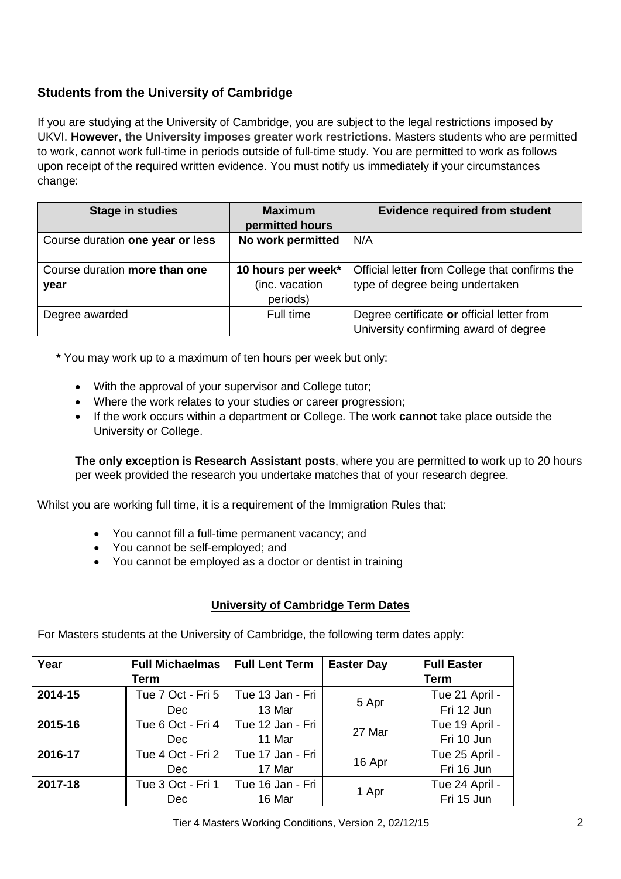### Students from the University of Cambridge

If you are studying at the University of Cambridge, you are subject to the legal restrictions imposed by UKVI. **However, the University imposes greater work restrictions.** Masters students who are permitted to work, cannot work full-time in periods outside of full-time study. You are permitted to work as follows upon receipt of the required written evidence. You must notify us immediately if your circumstances change:

| Stage in studies | Maximum permitted hours | Evidence required from student |
|---|---|---|
| Course duration **one year or less** | **No work permitted** | N/A |
| Course duration **more than one year** | **10 hours per week*** (inc. vacation periods) | Official letter from College that confirms the type of degree being undertaken |
| Degree awarded | Full time | Degree certificate **or** official letter from University confirming award of degree |

**\*** You may work up to a maximum of ten hours per week but only:

- With the approval of your supervisor and College tutor;
- Where the work relates to your studies or career progression;
- If the work occurs within a department or College. The work **cannot** take place outside the University or College.

**The only exception is Research Assistant posts**, where you are permitted to work up to 20 hours per week provided the research you undertake matches that of your research degree.

Whilst you are working full time, it is a requirement of the Immigration Rules that:

- You cannot fill a full-time permanent vacancy; and
- You cannot be self-employed; and
- You cannot be employed as a doctor or dentist in training

**University of Cambridge Term Dates**

For Masters students at the University of Cambridge, the following term dates apply:

| Year | Full Michaelmas Term | Full Lent Term | Easter Day | Full Easter Term |
|---|---|---|---|---|
| **2014-15** | Tue 7 Oct - Fri 5 Dec | Tue 13 Jan - Fri 13 Mar | 5 Apr | Tue 21 April - Fri 12 Jun |
| **2015-16** | Tue 6 Oct - Fri 4 Dec | Tue 12 Jan - Fri 11 Mar | 27 Mar | Tue 19 April - Fri 10 Jun |
| **2016-17** | Tue 4 Oct - Fri 2 Dec | Tue 17 Jan - Fri 17 Mar | 16 Apr | Tue 25 April - Fri 16 Jun |
| **2017-18** | Tue 3 Oct - Fri 1 Dec | Tue 16 Jan - Fri 16 Mar | 1 Apr | Tue 24 April - Fri 15 Jun |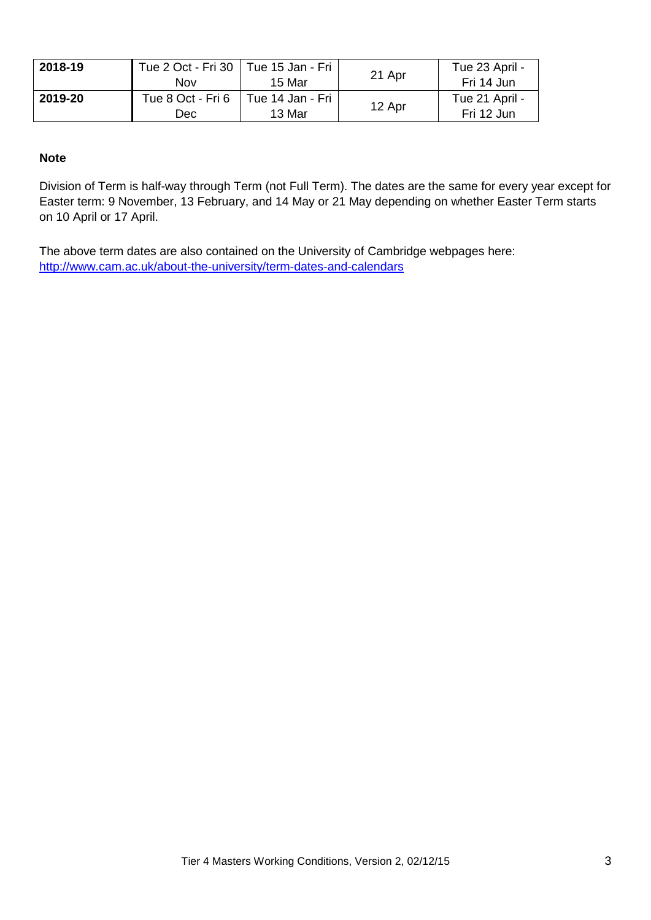| | | | | |
|---|---|---|---|---|
| **2018-19** | Tue 2 Oct - Fri 30 Nov | Tue 15 Jan - Fri 15 Mar | 21 Apr | Tue 23 April - Fri 14 Jun |
| **2019-20** | Tue 8 Oct - Fri 6 Dec | Tue 14 Jan - Fri 13 Mar | 12 Apr | Tue 21 April - Fri 12 Jun |

**Note**

Division of Term is half-way through Term (not Full Term). The dates are the same for every year except for Easter term: 9 November, 13 February, and 14 May or 21 May depending on whether Easter Term starts on 10 April or 17 April.

The above term dates are also contained on the University of Cambridge webpages here:
[http://www.cam.ac.uk/about-the-university/term-dates-and-calendars](http://www.cam.ac.uk/about-the-university/term-dates-and-calendars)